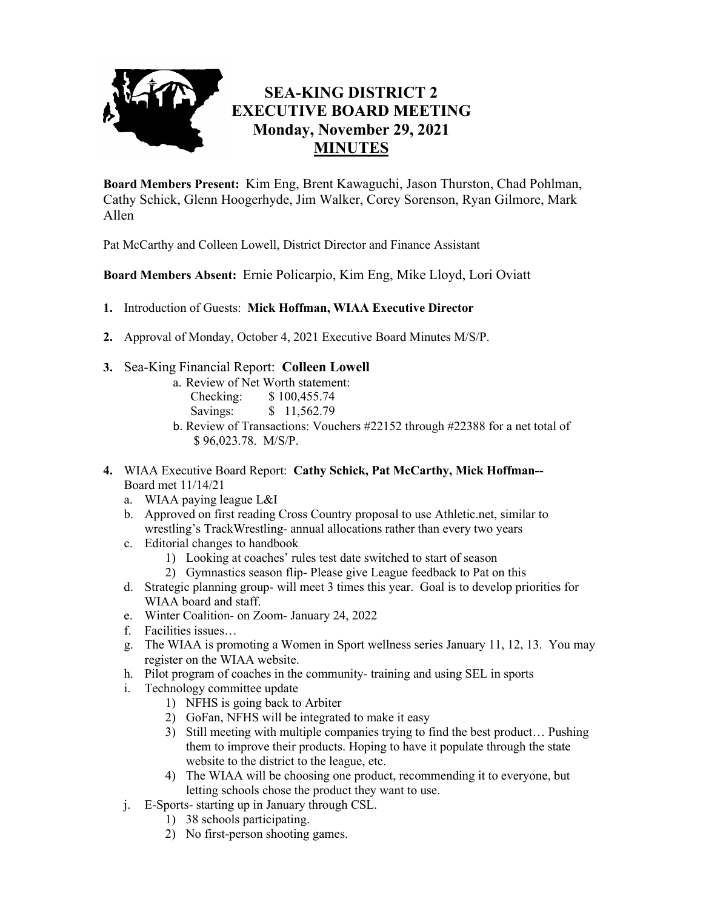# SEA-KING DISTRICT 2
# EXECUTIVE BOARD MEETING
## Monday, November 29, 2021
## MINUTES

**Board Members Present:** Kim Eng, Brent Kawaguchi, Jason Thurston, Chad Pohlman, Cathy Schick, Glenn Hoogerhyde, Jim Walker, Corey Sorenson, Ryan Gilmore, Mark Allen

Pat McCarthy and Colleen Lowell, District Director and Finance Assistant

**Board Members Absent:** Ernie Policarpio, Kim Eng, Mike Lloyd, Lori Oviatt

1. Introduction of Guests: **Mick Hoffman, WIAA Executive Director**

2. Approval of Monday, October 4, 2021 Executive Board Minutes M/S/P.

3. Sea-King Financial Report: **Colleen Lowell**
   a. Review of Net Worth statement:
      Checking: $ 100,455.74
      Savings: $ 11,562.79
   b. Review of Transactions: Vouchers #22152 through #22388 for a net total of $ 96,023.78. M/S/P.

4. WIAA Executive Board Report: **Cathy Schick, Pat McCarthy, Mick Hoffman--** Board met 11/14/21
   a. WIAA paying league L&I
   b. Approved on first reading Cross Country proposal to use Athletic.net, similar to wrestling's TrackWrestling- annual allocations rather than every two years
   c. Editorial changes to handbook
      1) Looking at coaches' rules test date switched to start of season
      2) Gymnastics season flip- Please give League feedback to Pat on this
   d. Strategic planning group- will meet 3 times this year. Goal is to develop priorities for WIAA board and staff.
   e. Winter Coalition- on Zoom- January 24, 2022
   f. Facilities issues…
   g. The WIAA is promoting a Women in Sport wellness series January 11, 12, 13. You may register on the WIAA website.
   h. Pilot program of coaches in the community- training and using SEL in sports
   i. Technology committee update
      1) NFHS is going back to Arbiter
      2) GoFan, NFHS will be integrated to make it easy
      3) Still meeting with multiple companies trying to find the best product… Pushing them to improve their products. Hoping to have it populate through the state website to the district to the league, etc.
      4) The WIAA will be choosing one product, recommending it to everyone, but letting schools chose the product they want to use.
   j. E-Sports- starting up in January through CSL.
      1) 38 schools participating.
      2) No first-person shooting games.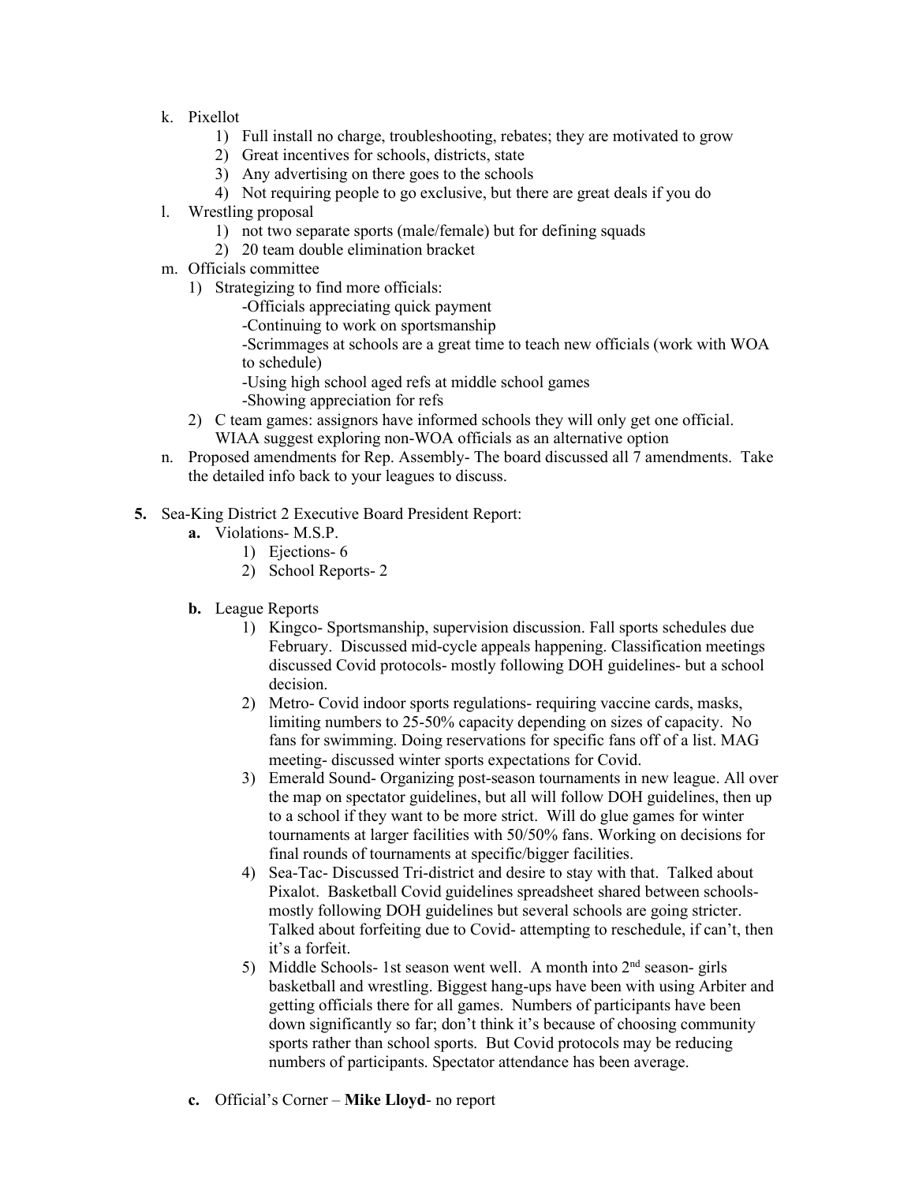k. Pixellot
    1) Full install no charge, troubleshooting, rebates; they are motivated to grow
    2) Great incentives for schools, districts, state
    3) Any advertising on there goes to the schools
    4) Not requiring people to go exclusive, but there are great deals if you do

l. Wrestling proposal
    1) not two separate sports (male/female) but for defining squads
    2) 20 team double elimination bracket

m. Officials committee
    1) Strategizing to find more officials:
        - Officials appreciating quick payment
        - Continuing to work on sportsmanship
        - Scrimmages at schools are a great time to teach new officials (work with WOA to schedule)
        - Using high school aged refs at middle school games
        - Showing appreciation for refs
    2) C team games: assignors have informed schools they will only get one official. WIAA suggest exploring non-WOA officials as an alternative option

n. Proposed amendments for Rep. Assembly- The board discussed all 7 amendments. Take the detailed info back to your leagues to discuss.

**5.** Sea-King District 2 Executive Board President Report:

**a.** Violations- M.S.P.
    1) Ejections- 6
    2) School Reports- 2

**b.** League Reports
    1) Kingco- Sportsmanship, supervision discussion. Fall sports schedules due February. Discussed mid-cycle appeals happening. Classification meetings discussed Covid protocols- mostly following DOH guidelines- but a school decision.
    2) Metro- Covid indoor sports regulations- requiring vaccine cards, masks, limiting numbers to 25-50% capacity depending on sizes of capacity. No fans for swimming. Doing reservations for specific fans off of a list. MAG meeting- discussed winter sports expectations for Covid.
    3) Emerald Sound- Organizing post-season tournaments in new league. All over the map on spectator guidelines, but all will follow DOH guidelines, then up to a school if they want to be more strict. Will do glue games for winter tournaments at larger facilities with 50/50% fans. Working on decisions for final rounds of tournaments at specific/bigger facilities.
    4) Sea-Tac- Discussed Tri-district and desire to stay with that. Talked about Pixalot. Basketball Covid guidelines spreadsheet shared between schools- mostly following DOH guidelines but several schools are going stricter. Talked about forfeiting due to Covid- attempting to reschedule, if can't, then it's a forfeit.
    5) Middle Schools- 1st season went well. A month into 2nd season- girls basketball and wrestling. Biggest hang-ups have been with using Arbiter and getting officials there for all games. Numbers of participants have been down significantly so far; don't think it's because of choosing community sports rather than school sports. But Covid protocols may be reducing numbers of participants. Spectator attendance has been average.

**c.** Official's Corner – **Mike Lloyd**- no report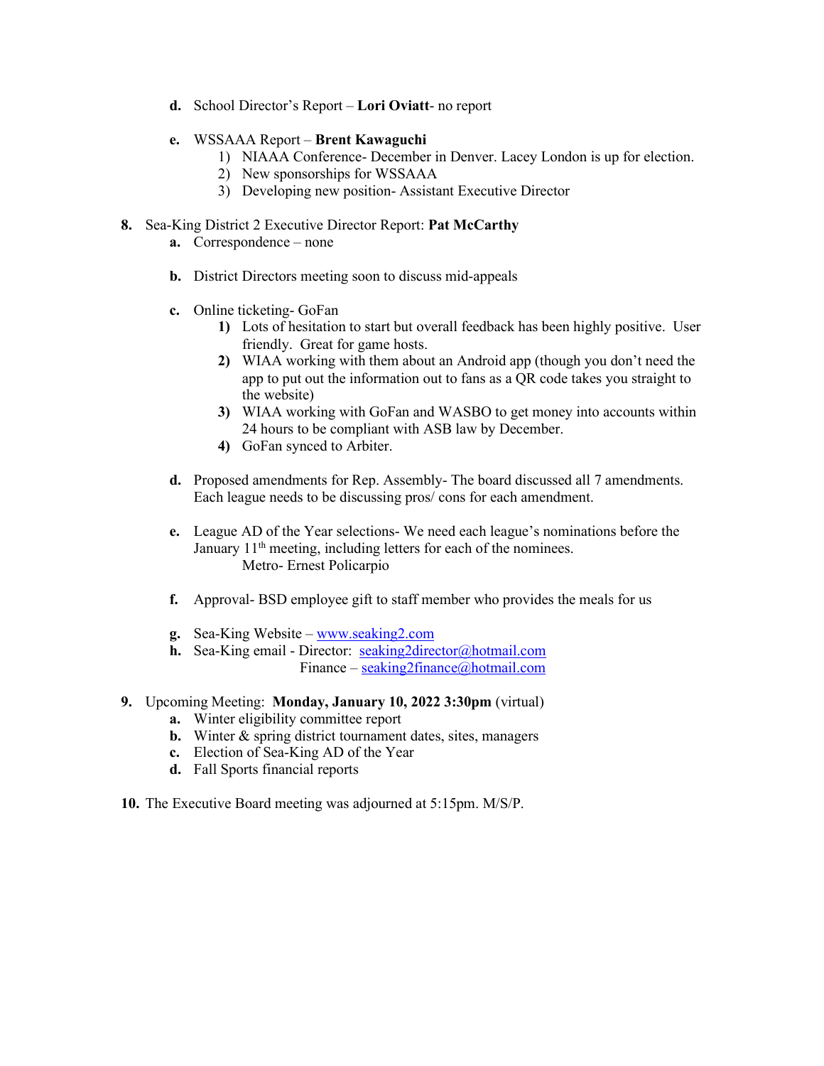- **d.** School Director's Report – **Lori Oviatt**- no report

- **e.** WSSAAA Report – **Brent Kawaguchi**
  1) NIAAA Conference- December in Denver. Lacey London is up for election.
  2) New sponsorships for WSSAAA
  3) Developing new position- Assistant Executive Director

**8.** Sea-King District 2 Executive Director Report: **Pat McCarthy**

- **a.** Correspondence – none

- **b.** District Directors meeting soon to discuss mid-appeals

- **c.** Online ticketing- GoFan
  **1)** Lots of hesitation to start but overall feedback has been highly positive. User friendly. Great for game hosts.
  **2)** WIAA working with them about an Android app (though you don't need the app to put out the information out to fans as a QR code takes you straight to the website)
  **3)** WIAA working with GoFan and WASBO to get money into accounts within 24 hours to be compliant with ASB law by December.
  **4)** GoFan synced to Arbiter.

- **d.** Proposed amendments for Rep. Assembly- The board discussed all 7 amendments. Each league needs to be discussing pros/ cons for each amendment.

- **e.** League AD of the Year selections- We need each league's nominations before the January 11th meeting, including letters for each of the nominees.
  Metro- Ernest Policarpio

- **f.** Approval- BSD employee gift to staff member who provides the meals for us

- **g.** Sea-King Website – www.seaking2.com
- **h.** Sea-King email - Director: seaking2director@hotmail.com
  Finance – seaking2finance@hotmail.com

**9.** Upcoming Meeting: **Monday, January 10, 2022 3:30pm** (virtual)

- **a.** Winter eligibility committee report
- **b.** Winter & spring district tournament dates, sites, managers
- **c.** Election of Sea-King AD of the Year
- **d.** Fall Sports financial reports

**10.** The Executive Board meeting was adjourned at 5:15pm. M/S/P.